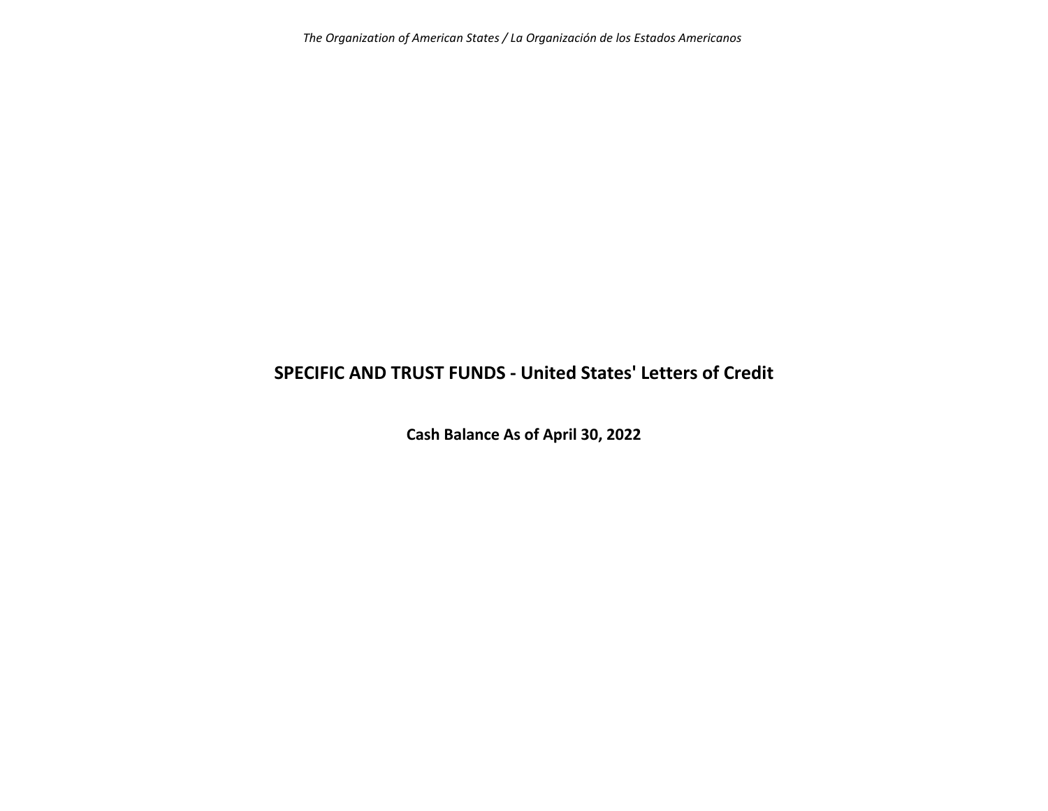*The Organization of American States / La Organización de los Estados Americanos*

# SPECIFIC AND TRUST FUNDS - United States' Letters of Credit

## Cash Balance As of April 30, 2022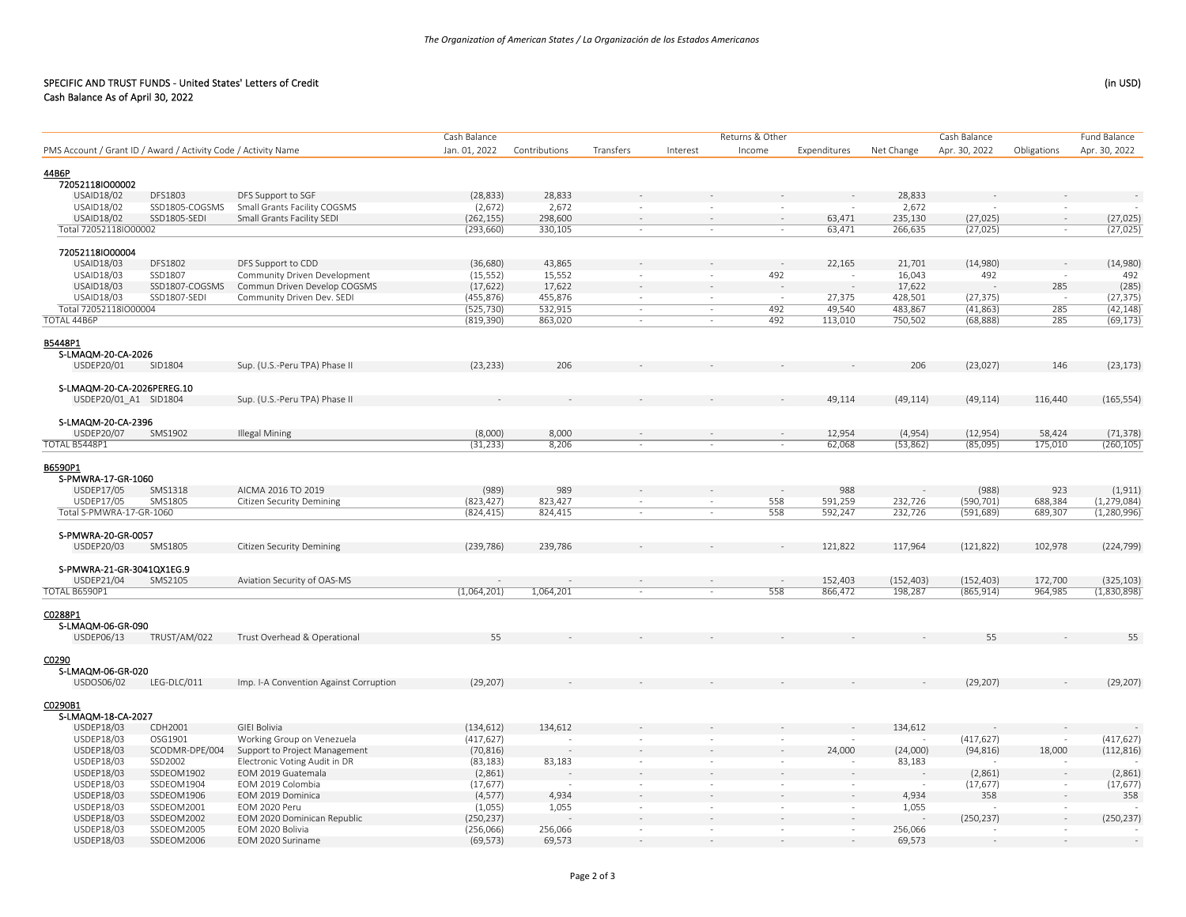The Organization of American States / La Organización de los Estados Americanos

## SPECIFIC AND TRUST FUNDS - United States' Letters of Credit
## Cash Balance As of April 30, 2022

(in USD)

| PMS Account / Grant ID / Award / Activity Code / Activity Name | | | Cash Balance Jan. 01, 2022 | Contributions | Transfers | Interest | Returns & Other Income | Expenditures | Net Change | Cash Balance Apr. 30, 2022 | Obligations | Fund Balance Apr. 30, 2022 |
|---|---|---|---|---|---|---|---|---|---|---|---|---|
| **44B6P** | | | | | | | | | | | | |
| **72052118IO00002** | | | | | | | | | | | | |
| USAID18/02 | DFS1803 | DFS Support to SGF | (28,833) | 28,833 | - | - | - | - | 28,833 | - | - | - |
| USAID18/02 | SSD1805-COGSMS | Small Grants Facility COGSMS | (2,672) | 2,672 | - | - | - | - | 2,672 | - | - | - |
| USAID18/02 | SSD1805-SEDI | Small Grants Facility SEDI | (262,155) | 298,600 | - | - | - | 63,471 | 235,130 | (27,025) | - | (27,025) |
| Total 72052118IO00002 | | | (293,660) | 330,105 | - | - | - | 63,471 | 266,635 | (27,025) | - | (27,025) |
| **72052118IO00004** | | | | | | | | | | | | |
| USAID18/03 | DFS1802 | DFS Support to CDD | (36,680) | 43,865 | - | - | - | 22,165 | 21,701 | (14,980) | - | (14,980) |
| USAID18/03 | SSD1807 | Community Driven Development | (15,552) | 15,552 | - | - | 492 | - | 16,043 | 492 | - | 492 |
| USAID18/03 | SSD1807-COGSMS | Commun Driven Develop COGSMS | (17,622) | 17,622 | - | - | - | - | 17,622 | - | 285 | (285) |
| USAID18/03 | SSD1807-SEDI | Community Driven Dev. SEDI | (455,876) | 455,876 | - | - | - | 27,375 | 428,501 | (27,375) | - | (27,375) |
| Total 72052118IO00004 | | | (525,730) | 532,915 | - | - | 492 | 49,540 | 483,867 | (41,863) | 285 | (42,148) |
| TOTAL 44B6P | | | (819,390) | 863,020 | - | - | 492 | 113,010 | 750,502 | (68,888) | 285 | (69,173) |
| **B5448P1** | | | | | | | | | | | | |
| **S-LMAQM-20-CA-2026** | | | | | | | | | | | | |
| USDEP20/01 | SID1804 | Sup. (U.S.-Peru TPA) Phase II | (23,233) | 206 | - | - | - | - | 206 | (23,027) | 146 | (23,173) |
| **S-LMAQM-20-CA-2026PEREG.10** | | | | | | | | | | | | |
| USDEP20/01_A1 | SID1804 | Sup. (U.S.-Peru TPA) Phase II | - | - | - | - | - | 49,114 | (49,114) | (49,114) | 116,440 | (165,554) |
| **S-LMAQM-20-CA-2396** | | | | | | | | | | | | |
| USDEP20/07 | SMS1902 | Illegal Mining | (8,000) | 8,000 | - | - | - | 12,954 | (4,954) | (12,954) | 58,424 | (71,378) |
| TOTAL B5448P1 | | | (31,233) | 8,206 | - | - | - | 62,068 | (53,862) | (85,095) | 175,010 | (260,105) |
| **B6590P1** | | | | | | | | | | | | |
| **S-PMWRA-17-GR-1060** | | | | | | | | | | | | |
| USDEP17/05 | SMS1318 | AICMA 2016 TO 2019 | (989) | 989 | - | - | - | 988 | - | (988) | 923 | (1,911) |
| USDEP17/05 | SMS1805 | Citizen Security Demining | (823,427) | 823,427 | - | - | 558 | 591,259 | 232,726 | (590,701) | 688,384 | (1,279,084) |
| Total S-PMWRA-17-GR-1060 | | | (824,415) | 824,415 | - | - | 558 | 592,247 | 232,726 | (591,689) | 689,307 | (1,280,996) |
| **S-PMWRA-20-GR-0057** | | | | | | | | | | | | |
| USDEP20/03 | SMS1805 | Citizen Security Demining | (239,786) | 239,786 | - | - | - | 121,822 | 117,964 | (121,822) | 102,978 | (224,799) |
| **S-PMWRA-21-GR-3041QX1EG.9** | | | | | | | | | | | | |
| USDEP21/04 | SMS2105 | Aviation Security of OAS-MS | - | - | - | - | - | 152,403 | (152,403) | (152,403) | 172,700 | (325,103) |
| TOTAL B6590P1 | | | (1,064,201) | 1,064,201 | - | - | 558 | 866,472 | 198,287 | (865,914) | 964,985 | (1,830,898) |
| **C0288P1** | | | | | | | | | | | | |
| **S-LMAQM-06-GR-090** | | | | | | | | | | | | |
| USDEP06/13 | TRUST/AM/022 | Trust Overhead & Operational | 55 | - | - | - | - | - | - | 55 | - | 55 |
| **C0290** | | | | | | | | | | | | |
| **S-LMAQM-06-GR-020** | | | | | | | | | | | | |
| USDOS06/02 | LEG-DLC/011 | Imp. I-A Convention Against Corruption | (29,207) | - | - | - | - | - | - | (29,207) | - | (29,207) |
| **C0290B1** | | | | | | | | | | | | |
| **S-LMAQM-18-CA-2027** | | | | | | | | | | | | |
| USDEP18/03 | CDH2001 | GIEI Bolivia | (134,612) | 134,612 | - | - | - | - | 134,612 | - | - | - |
| USDEP18/03 | OSG1901 | Working Group on Venezuela | (417,627) | - | - | - | - | - | - | (417,627) | - | (417,627) |
| USDEP18/03 | SCODMR-DPE/004 | Support to Project Management | (70,816) | - | - | - | - | 24,000 | (24,000) | (94,816) | 18,000 | (112,816) |
| USDEP18/03 | SSD2002 | Electronic Voting Audit in DR | (83,183) | 83,183 | - | - | - | - | 83,183 | - | - | - |
| USDEP18/03 | SSDEOM1902 | EOM 2019 Guatemala | (2,861) | - | - | - | - | - | - | (2,861) | - | (2,861) |
| USDEP18/03 | SSDEOM1904 | EOM 2019 Colombia | (17,677) | - | - | - | - | - | - | (17,677) | - | (17,677) |
| USDEP18/03 | SSDEOM1906 | EOM 2019 Dominica | (4,577) | 4,934 | - | - | - | - | 4,934 | 358 | - | 358 |
| USDEP18/03 | SSDEOM2001 | EOM 2020 Peru | (1,055) | 1,055 | - | - | - | - | 1,055 | - | - | - |
| USDEP18/03 | SSDEOM2002 | EOM 2020 Dominican Republic | (250,237) | - | - | - | - | - | - | (250,237) | - | (250,237) |
| USDEP18/03 | SSDEOM2005 | EOM 2020 Bolivia | (256,066) | 256,066 | - | - | - | - | 256,066 | - | - | - |
| USDEP18/03 | SSDEOM2006 | EOM 2020 Suriname | (69,573) | 69,573 | - | - | - | - | 69,573 | - | - | - |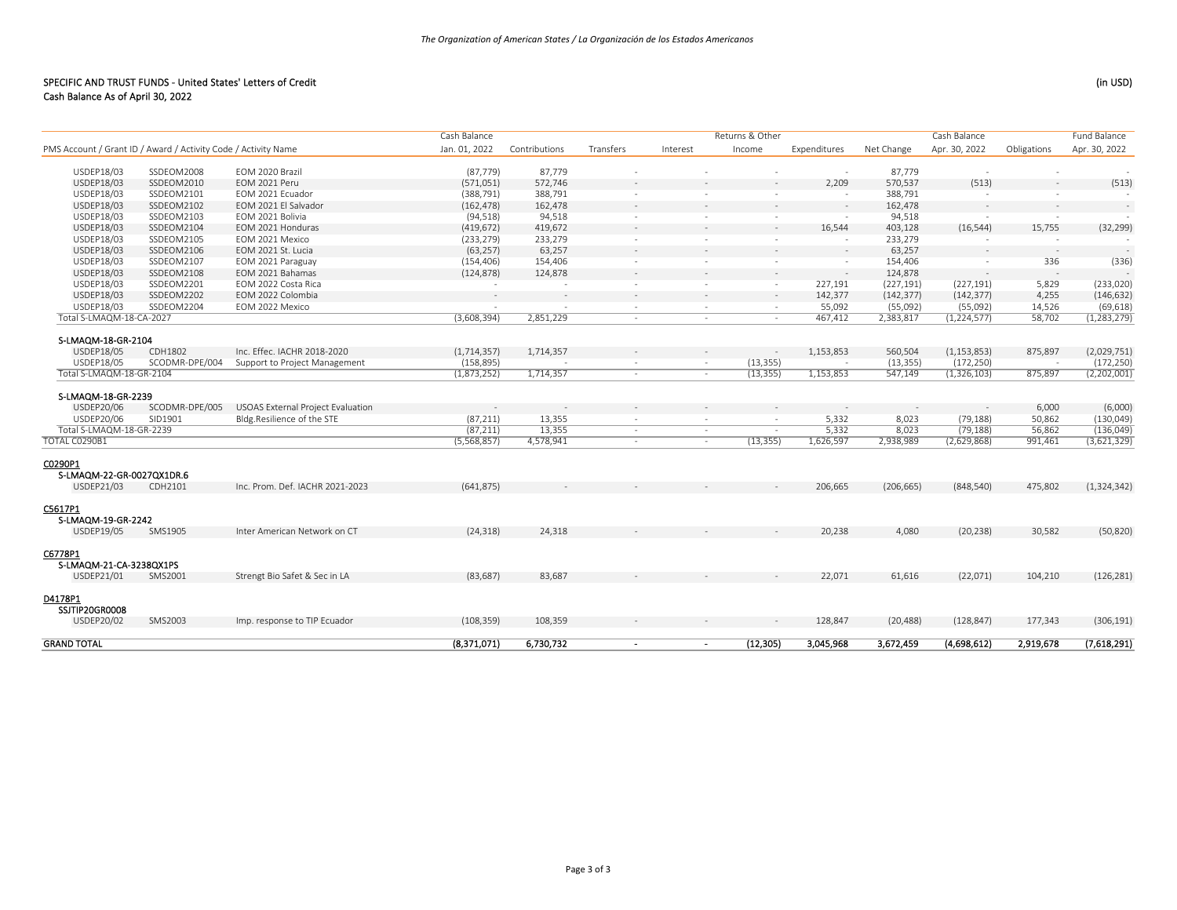SPECIFIC AND TRUST FUNDS - United States' Letters of Credit
Cash Balance As of April 30, 2022

(in USD)

| PMS Account / Grant ID / Award / Activity Code / Activity Name | | | Cash Balance Jan. 01, 2022 | Contributions | Transfers | Interest | Returns & Other Income | Expenditures | Net Change | Cash Balance Apr. 30, 2022 | Obligations | Fund Balance Apr. 30, 2022 |
|---|---|---|---|---|---|---|---|---|---|---|---|---|
| USDEP18/03 | SSDEOM2008 | EOM 2020 Brazil | (87,779) | 87,779 | - | - | - | - | 87,779 | - | - | - |
| USDEP18/03 | SSDEOM2010 | EOM 2021 Peru | (571,051) | 572,746 | - | - | - | 2,209 | 570,537 | (513) | - | (513) |
| USDEP18/03 | SSDEOM2101 | EOM 2021 Ecuador | (388,791) | 388,791 | - | - | - | - | 388,791 | - | - | - |
| USDEP18/03 | SSDEOM2102 | EOM 2021 El Salvador | (162,478) | 162,478 | - | - | - | - | 162,478 | - | - | - |
| USDEP18/03 | SSDEOM2103 | EOM 2021 Bolivia | (94,518) | 94,518 | - | - | - | - | 94,518 | - | - | - |
| USDEP18/03 | SSDEOM2104 | EOM 2021 Honduras | (419,672) | 419,672 | - | - | - | 16,544 | 403,128 | (16,544) | 15,755 | (32,299) |
| USDEP18/03 | SSDEOM2105 | EOM 2021 Mexico | (233,279) | 233,279 | - | - | - | - | 233,279 | - | - | - |
| USDEP18/03 | SSDEOM2106 | EOM 2021 St. Lucia | (63,257) | 63,257 | - | - | - | - | 63,257 | - | - | - |
| USDEP18/03 | SSDEOM2107 | EOM 2021 Paraguay | (154,406) | 154,406 | - | - | - | - | 154,406 | - | 336 | (336) |
| USDEP18/03 | SSDEOM2108 | EOM 2021 Bahamas | (124,878) | 124,878 | - | - | - | - | 124,878 | - | - | - |
| USDEP18/03 | SSDEOM2201 | EOM 2022 Costa Rica | - | - | - | - | - | 227,191 | (227,191) | (227,191) | 5,829 | (233,020) |
| USDEP18/03 | SSDEOM2202 | EOM 2022 Colombia | - | - | - | - | - | 142,377 | (142,377) | (142,377) | 4,255 | (146,632) |
| USDEP18/03 | SSDEOM2204 | EOM 2022 Mexico | - | - | - | - | - | 55,092 | (55,092) | (55,092) | 14,526 | (69,618) |
| Total S-LMAQM-18-CA-2027 | | | (3,608,394) | 2,851,229 | - | - | - | 467,412 | 2,383,817 | (1,224,577) | 58,702 | (1,283,279) |
| **S-LMAQM-18-GR-2104** | | | | | | | | | | | | |
| USDEP18/05 | CDH1802 | Inc. Effec. IACHR 2018-2020 | (1,714,357) | 1,714,357 | - | - | - | 1,153,853 | 560,504 | (1,153,853) | 875,897 | (2,029,751) |
| USDEP18/05 | SCODMR-DPE/004 | Support to Project Management | (158,895) | - | - | - | (13,355) | - | (13,355) | (172,250) | - | (172,250) |
| Total S-LMAQM-18-GR-2104 | | | (1,873,252) | 1,714,357 | - | - | (13,355) | 1,153,853 | 547,149 | (1,326,103) | 875,897 | (2,202,001) |
| **S-LMAQM-18-GR-2239** | | | | | | | | | | | | |
| USDEP20/06 | SCODMR-DPE/005 | USOAS External Project Evaluation | - | - | - | - | - | - | - | - | 6,000 | (6,000) |
| USDEP20/06 | SID1901 | Bldg.Resilience of the STE | (87,211) | 13,355 | - | - | - | 5,332 | 8,023 | (79,188) | 50,862 | (130,049) |
| Total S-LMAQM-18-GR-2239 | | | (87,211) | 13,355 | - | - | - | 5,332 | 8,023 | (79,188) | 56,862 | (136,049) |
| TOTAL C0290B1 | | | (5,568,857) | 4,578,941 | - | - | (13,355) | 1,626,597 | 2,938,989 | (2,629,868) | 991,461 | (3,621,329) |
| **C0290P1** | | | | | | | | | | | | |
| **S-LMAQM-22-GR-0027QX1DR.6** | | | | | | | | | | | | |
| USDEP21/03 | CDH2101 | Inc. Prom. Def. IACHR 2021-2023 | (641,875) | - | - | - | - | 206,665 | (206,665) | (848,540) | 475,802 | (1,324,342) |
| **C5617P1** | | | | | | | | | | | | |
| **S-LMAQM-19-GR-2242** | | | | | | | | | | | | |
| USDEP19/05 | SMS1905 | Inter American Network on CT | (24,318) | 24,318 | - | - | - | 20,238 | 4,080 | (20,238) | 30,582 | (50,820) |
| **C6778P1** | | | | | | | | | | | | |
| **S-LMAQM-21-CA-3238QX1PS** | | | | | | | | | | | | |
| USDEP21/01 | SMS2001 | Strengt Bio Safet & Sec in LA | (83,687) | 83,687 | - | - | - | 22,071 | 61,616 | (22,071) | 104,210 | (126,281) |
| **D4178P1** | | | | | | | | | | | | |
| **SSJTIP20GR0008** | | | | | | | | | | | | |
| USDEP20/02 | SMS2003 | Imp. response to TIP Ecuador | (108,359) | 108,359 | - | - | - | 128,847 | (20,488) | (128,847) | 177,343 | (306,191) |
| **GRAND TOTAL** | | | **(8,371,071)** | **6,730,732** | **-** | **-** | **(12,305)** | **3,045,968** | **3,672,459** | **(4,698,612)** | **2,919,678** | **(7,618,291)** |